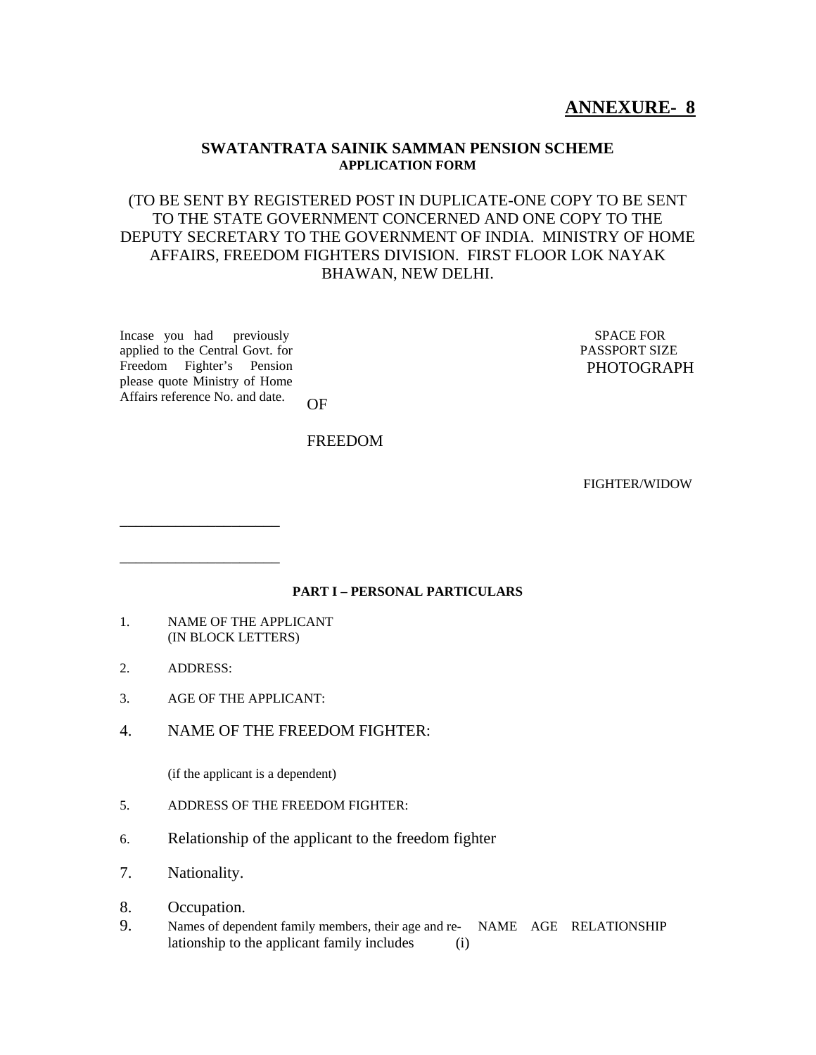**ANNEXURE- 8**

**SWATANTRATA SAINIK SAMMAN PENSION SCHEME**
**APPLICATION FORM**

(TO BE SENT BY REGISTERED POST IN DUPLICATE-ONE COPY TO BE SENT TO THE STATE GOVERNMENT CONCERNED AND ONE COPY TO THE DEPUTY SECRETARY TO THE GOVERNMENT OF INDIA. MINISTRY OF HOME AFFAIRS, FREEDOM FIGHTERS DIVISION. FIRST FLOOR LOK NAYAK BHAWAN, NEW DELHI.

Incase you had previously applied to the Central Govt. for Freedom Fighter's Pension please quote Ministry of Home Affairs reference No. and date.

____________________

____________________

SPACE FOR PASSPORT SIZE PHOTOGRAPH OF FREEDOM FIGHTER/WIDOW

**PART I – PERSONAL PARTICULARS**

1. NAME OF THE APPLICANT (IN BLOCK LETTERS)
2. ADDRESS:
3. AGE OF THE APPLICANT:
4. NAME OF THE FREEDOM FIGHTER:

   (if the applicant is a dependent)
5. ADDRESS OF THE FREEDOM FIGHTER:
6. Relationship of the applicant to the freedom fighter
7. Nationality.
8. Occupation.
9. Names of dependent family members, their age and relationship to the applicant family includes

| | NAME | AGE | RELATIONSHIP |
|---|---|---|---|
| (i) | | | |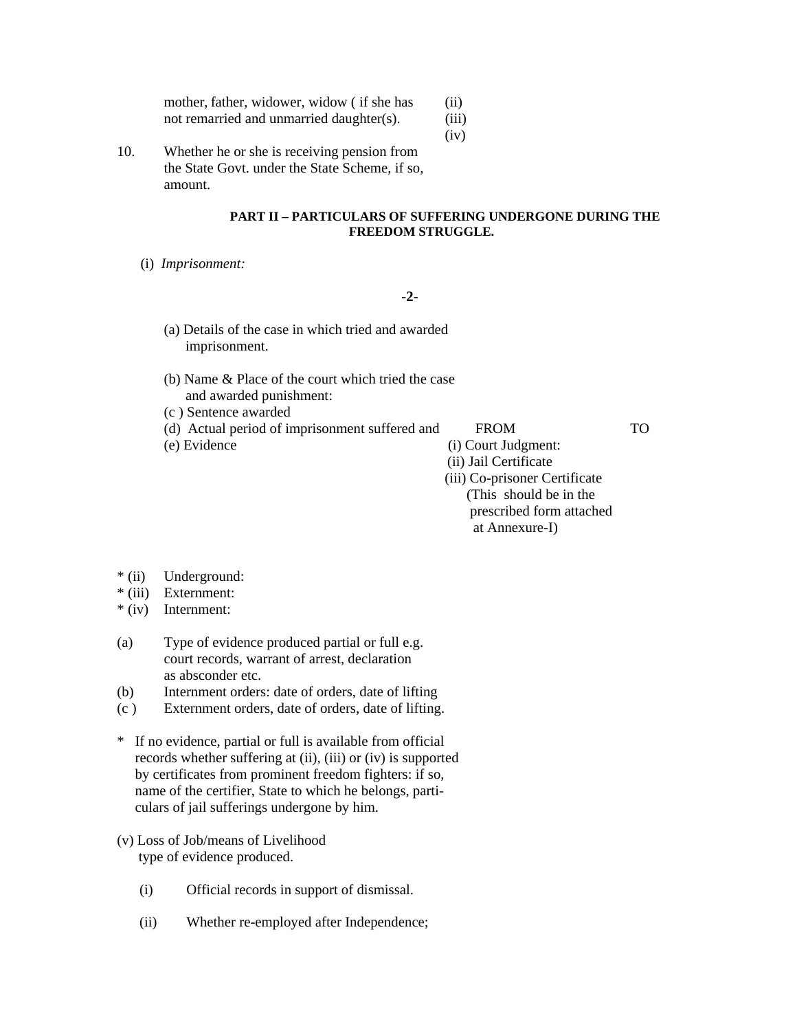mother, father, widower, widow ( if she has not remarried and unmarried daughter(s). (ii)
(iii)
(iv)

10. Whether he or she is receiving pension from the State Govt. under the State Scheme, if so, amount.

**PART II – PARTICULARS OF SUFFERING UNDERGONE DURING THE FREEDOM STRUGGLE.**

(i) *Imprisonment:*

(a) Details of the case in which tried and awarded imprisonment.

(b) Name & Place of the court which tried the case and awarded punishment:

(c ) Sentence awarded

(d) Actual period of imprisonment suffered and FROM TO

(e) Evidence
- (i) Court Judgment:
- (ii) Jail Certificate
- (iii) Co-prisoner Certificate (This should be in the prescribed form attached at Annexure-I)

\* (ii) Underground:
\* (iii) Externment:
\* (iv) Internment:

(a) Type of evidence produced partial or full e.g. court records, warrant of arrest, declaration as absconder etc.

(b) Internment orders: date of orders, date of lifting

(c ) Externment orders, date of orders, date of lifting.

\* If no evidence, partial or full is available from official records whether suffering at (ii), (iii) or (iv) is supported by certificates from prominent freedom fighters: if so, name of the certifier, State to which he belongs, particulars of jail sufferings undergone by him.

(v) Loss of Job/means of Livelihood type of evidence produced.

(i) Official records in support of dismissal.

(ii) Whether re-employed after Independence;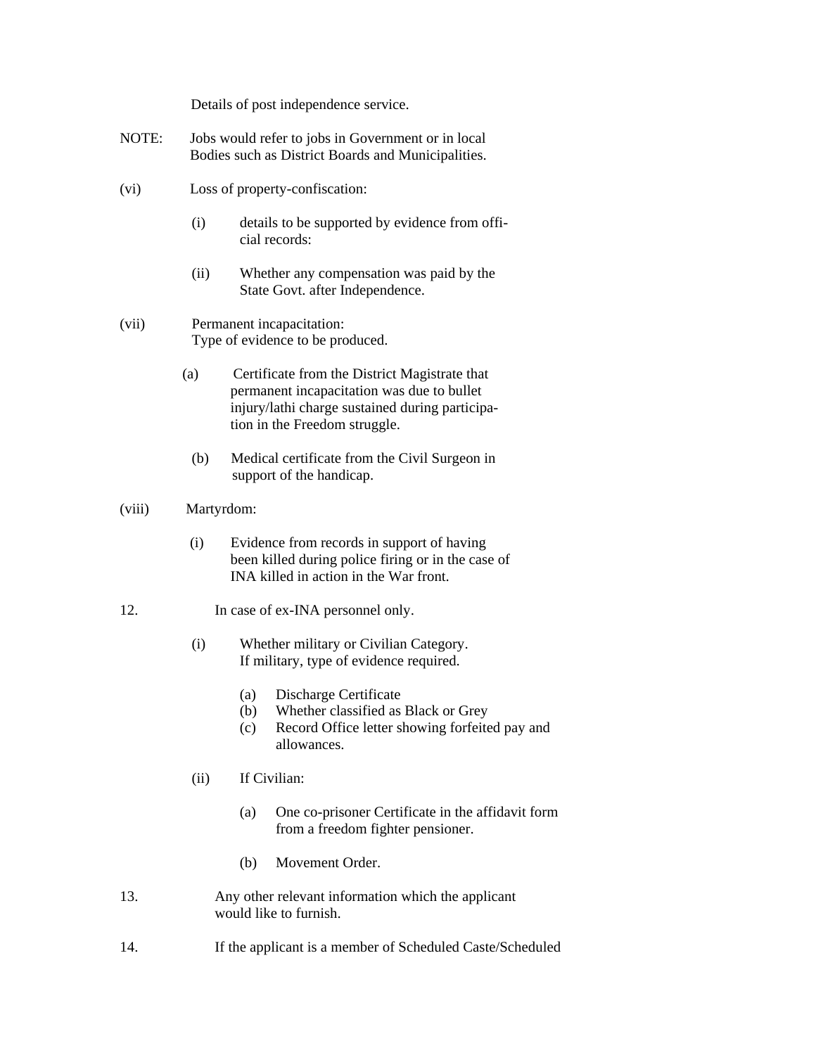Details of post independence service.

NOTE: Jobs would refer to jobs in Government or in local Bodies such as District Boards and Municipalities.

(vi) Loss of property-confiscation:

- (i) details to be supported by evidence from official records:
- (ii) Whether any compensation was paid by the State Govt. after Independence.

(vii) Permanent incapacitation:
Type of evidence to be produced.

- (a) Certificate from the District Magistrate that permanent incapacitation was due to bullet injury/lathi charge sustained during participation in the Freedom struggle.
- (b) Medical certificate from the Civil Surgeon in support of the handicap.

(viii) Martyrdom:

- (i) Evidence from records in support of having been killed during police firing or in the case of INA killed in action in the War front.

12. In case of ex-INA personnel only.

- (i) Whether military or Civilian Category.
  If military, type of evidence required.
  - (a) Discharge Certificate
  - (b) Whether classified as Black or Grey
  - (c) Record Office letter showing forfeited pay and allowances.
- (ii) If Civilian:
  - (a) One co-prisoner Certificate in the affidavit form from a freedom fighter pensioner.
  - (b) Movement Order.

13. Any other relevant information which the applicant would like to furnish.

14. If the applicant is a member of Scheduled Caste/Scheduled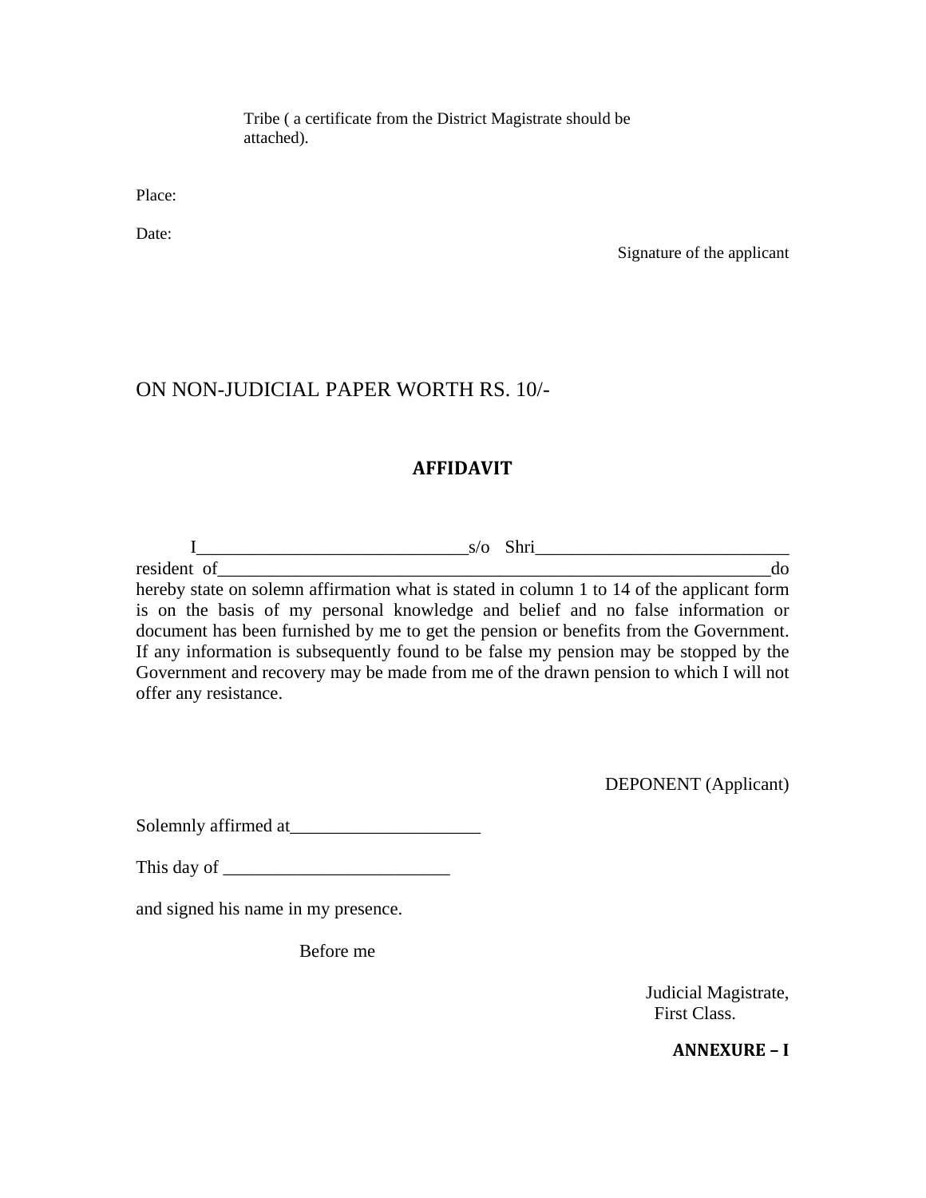Tribe ( a certificate from the District Magistrate should be attached).

Place:

Date:

Signature of the applicant

ON NON-JUDICIAL PAPER WORTH RS. 10/-

## AFFIDAVIT

I______________________________s/o Shri____________________________ resident of_______________________________________________________________do hereby state on solemn affirmation what is stated in column 1 to 14 of the applicant form is on the basis of my personal knowledge and belief and no false information or document has been furnished by me to get the pension or benefits from the Government. If any information is subsequently found to be false my pension may be stopped by the Government and recovery may be made from me of the drawn pension to which I will not offer any resistance.

DEPONENT (Applicant)

Solemnly affirmed at_____________________

This day of _________________________

and signed his name in my presence.

Before me

Judicial Magistrate,
First Class.

**ANNEXURE – I**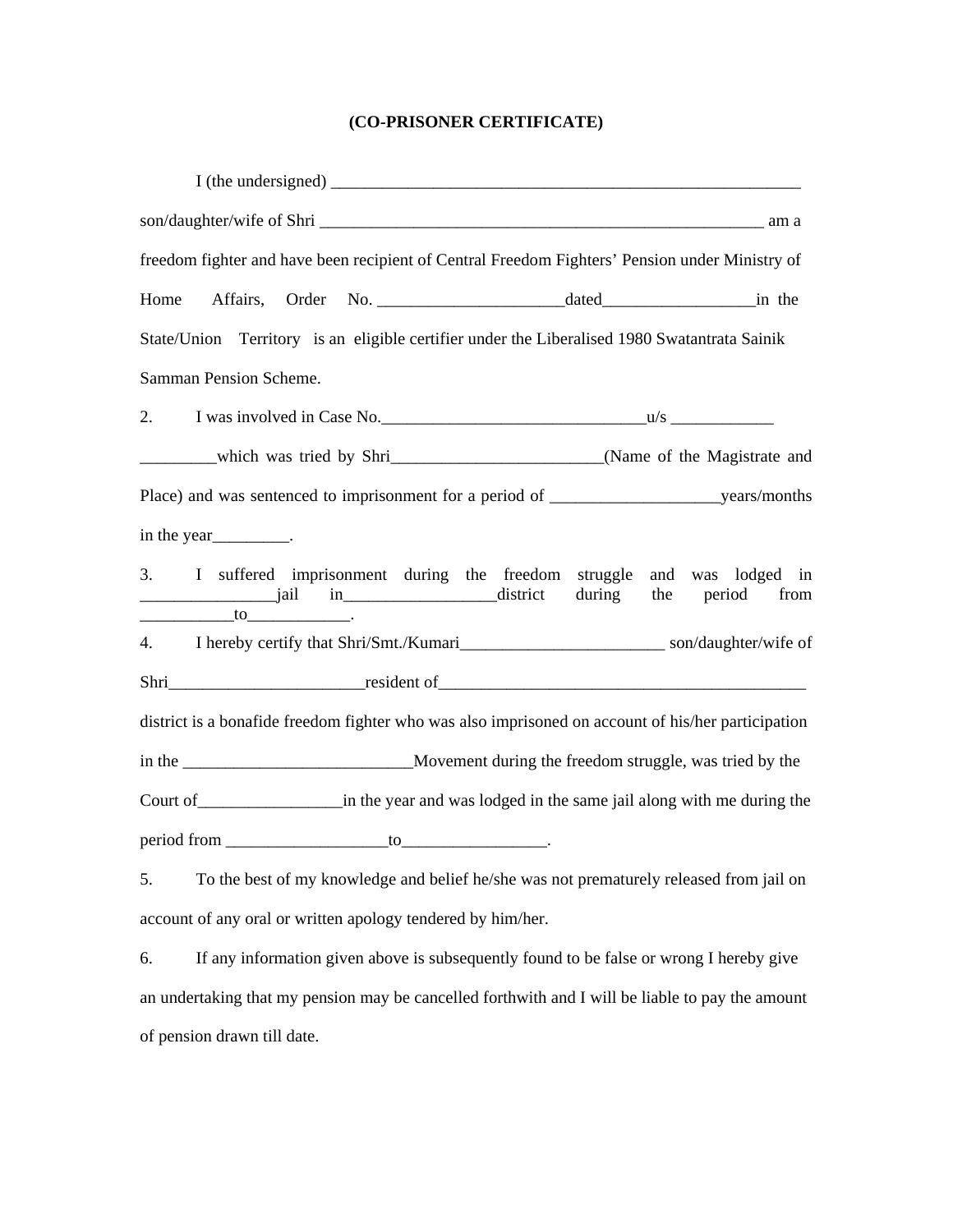**(CO-PRISONER CERTIFICATE)**

I (the undersigned) ___________________________________________________________ son/daughter/wife of Shri ________________________________________________________ am a freedom fighter and have been recipient of Central Freedom Fighters' Pension under Ministry of Home Affairs, Order No. ______________________dated__________________in the State/Union Territory is an eligible certifier under the Liberalised 1980 Swatantrata Sainik Samman Pension Scheme.

2. I was involved in Case No.________________________________u/s ____________ _________which was tried by Shri_________________________(Name of the Magistrate and Place) and was sentenced to imprisonment for a period of ____________________years/months in the year_________.

3. I suffered imprisonment during the freedom struggle and was lodged in ________________jail in__________________district during the period from ___________to____________.

4. I hereby certify that Shri/Smt./Kumari________________________ son/daughter/wife of Shri_______________________resident of_____________________________________________ district is a bonafide freedom fighter who was also imprisoned on account of his/her participation in the ___________________________Movement during the freedom struggle, was tried by the Court of_________________in the year and was lodged in the same jail along with me during the period from ___________________to_________________.

5. To the best of my knowledge and belief he/she was not prematurely released from jail on account of any oral or written apology tendered by him/her.

6. If any information given above is subsequently found to be false or wrong I hereby give an undertaking that my pension may be cancelled forthwith and I will be liable to pay the amount of pension drawn till date.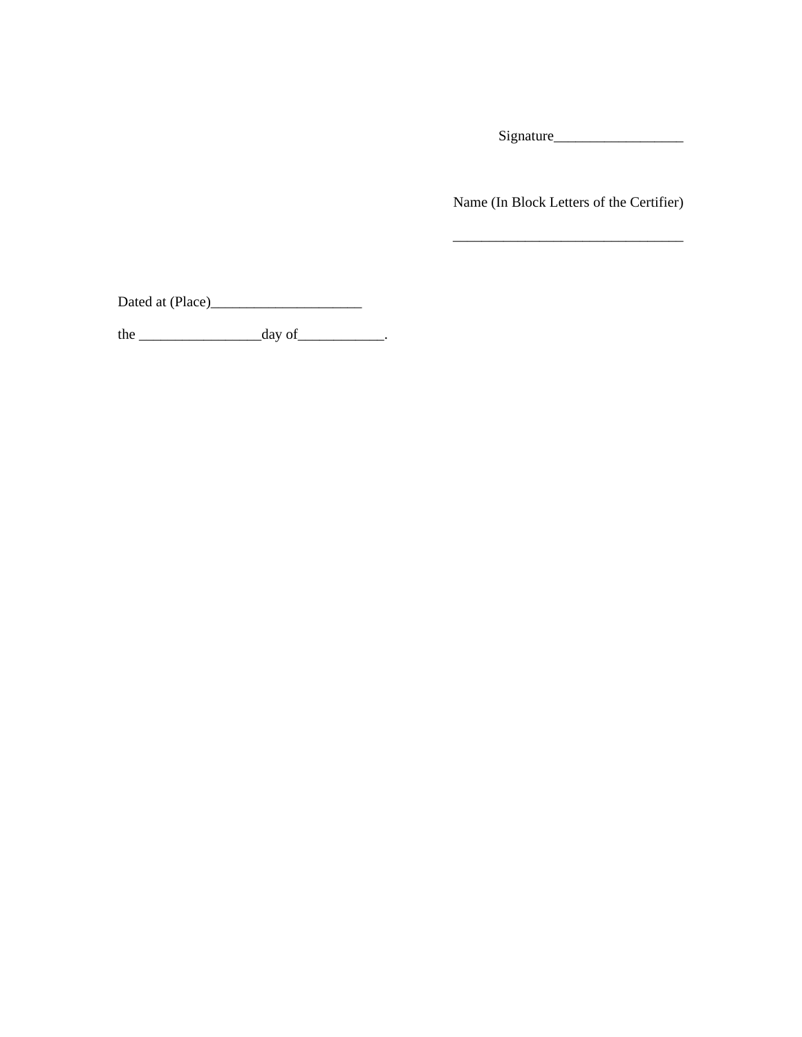Signature__________________

Name (In Block Letters of the Certifier)

________________________________

Dated at (Place)_____________________

the _________________day of____________.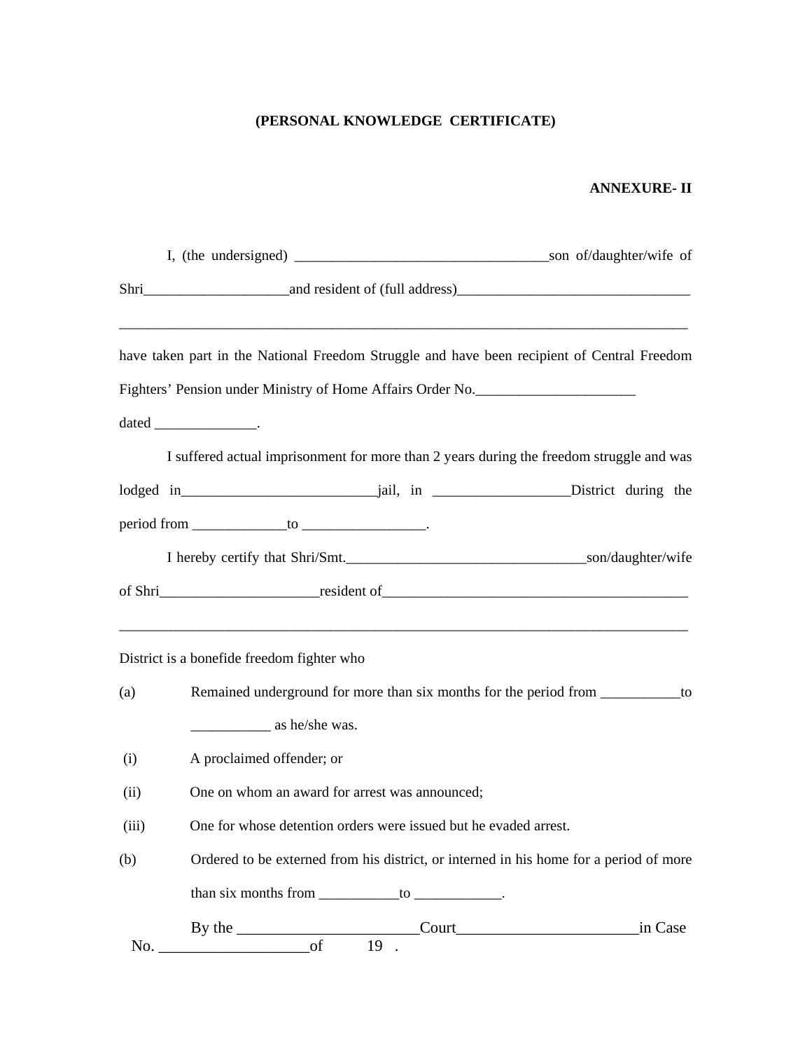**(PERSONAL KNOWLEDGE CERTIFICATE)**

**ANNEXURE- II**

I, (the undersigned) ___________________________________son of/daughter/wife of Shri____________________and resident of (full address)________________________________ ________________________________________________________________________________ have taken part in the National Freedom Struggle and have been recipient of Central Freedom Fighters' Pension under Ministry of Home Affairs Order No.______________________ dated ______________.

I suffered actual imprisonment for more than 2 years during the freedom struggle and was lodged in___________________________jail, in ___________________District during the period from _____________to _________________.

I hereby certify that Shri/Smt.__________________________________son/daughter/wife of Shri______________________resident of__________________________________________ ________________________________________________________________________________ District is a bonefide freedom fighter who

(a) Remained underground for more than six months for the period from ___________to ___________ as he/she was.

(i) A proclaimed offender; or

(ii) One on whom an award for arrest was announced;

(iii) One for whose detention orders were issued but he evaded arrest.

(b) Ordered to be externed from his district, or interned in his home for a period of more than six months from ___________to ____________.

By the _______________________Court_______________________in Case No. ___________________of 19 .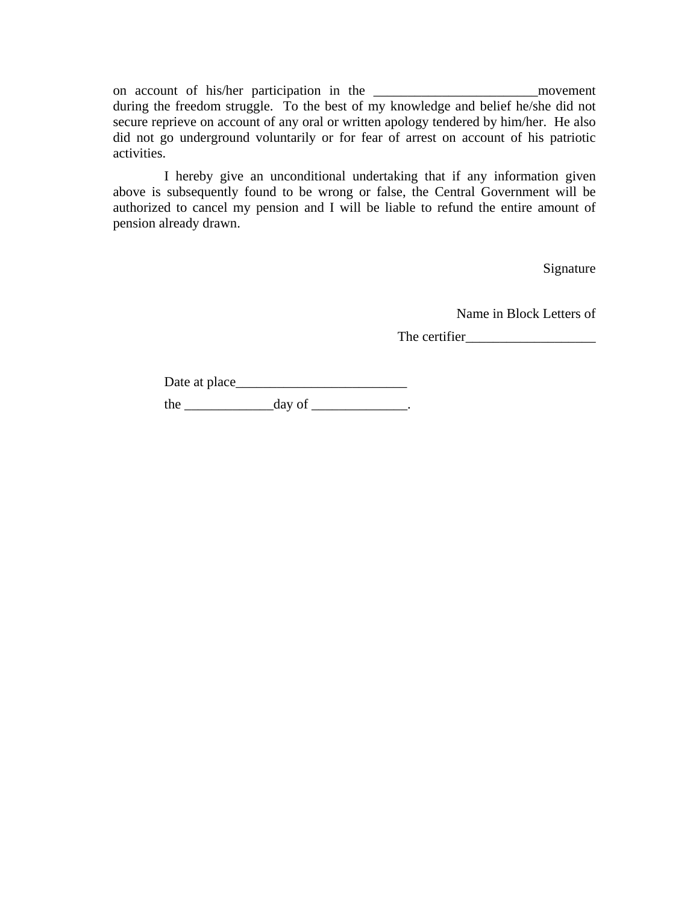on account of his/her participation in the ________________________movement during the freedom struggle. To the best of my knowledge and belief he/she did not secure reprieve on account of any oral or written apology tendered by him/her. He also did not go underground voluntarily or for fear of arrest on account of his patriotic activities.

I hereby give an unconditional undertaking that if any information given above is subsequently found to be wrong or false, the Central Government will be authorized to cancel my pension and I will be liable to refund the entire amount of pension already drawn.

Signature

Name in Block Letters of

The certifier___________________

Date at place_________________________

the _____________day of ______________.